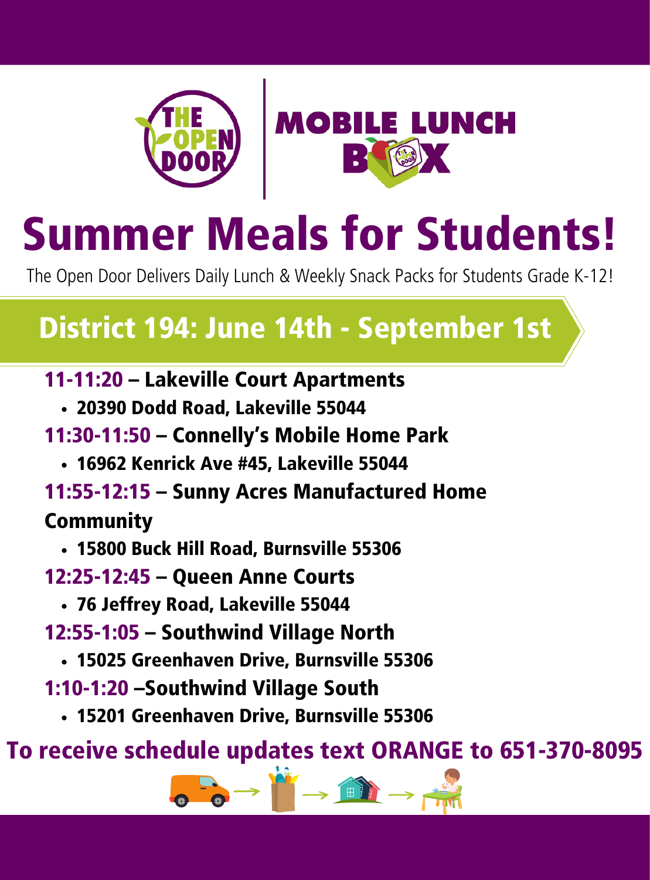THE OPEN DOOR | MOBILE LUNCH BOX

# Summer Meals for Students!

The Open Door Delivers Daily Lunch & Weekly Snack Packs for Students Grade K-12!

## District 194: June 14th - September 1st

**11-11:20 – Lakeville Court Apartments**

- **20390 Dodd Road, Lakeville 55044**

**11:30-11:50 – Connelly's Mobile Home Park**

- **16962 Kenrick Ave #45, Lakeville 55044**

**11:55-12:15 – Sunny Acres Manufactured Home Community**

- **15800 Buck Hill Road, Burnsville 55306**

**12:25-12:45 – Queen Anne Courts**

- **76 Jeffrey Road, Lakeville 55044**

**12:55-1:05 – Southwind Village North**

- **15025 Greenhaven Drive, Burnsville 55306**

**1:10-1:20 –Southwind Village South**

- **15201 Greenhaven Drive, Burnsville 55306**

**To receive schedule updates text ORANGE to 651-370-8095**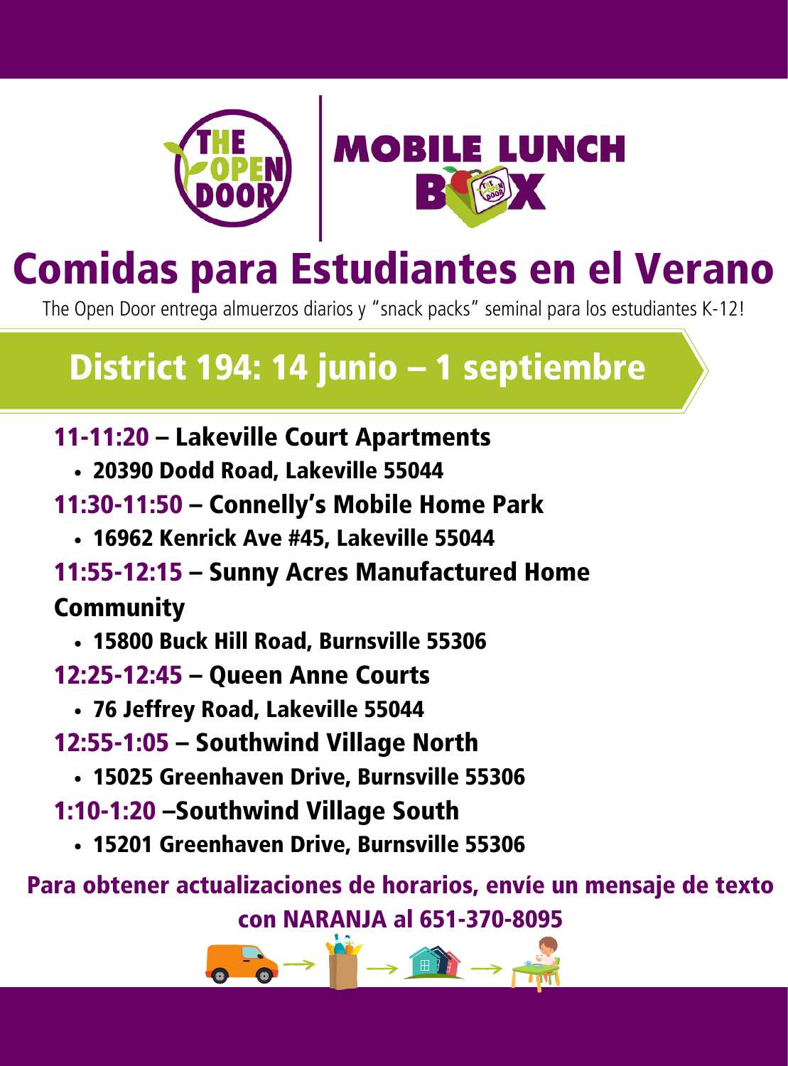THE OPEN DOOR | MOBILE LUNCH BOX

# Comidas para Estudiantes en el Verano

The Open Door entrega almuerzos diarios y "snack packs" seminal para los estudiantes K-12!

## District 194: 14 junio – 1 septiembre

**11-11:20 – Lakeville Court Apartments**

- **20390 Dodd Road, Lakeville 55044**

**11:30-11:50 – Connelly's Mobile Home Park**

- **16962 Kenrick Ave #45, Lakeville 55044**

**11:55-12:15 – Sunny Acres Manufactured Home Community**

- **15800 Buck Hill Road, Burnsville 55306**

**12:25-12:45 – Queen Anne Courts**

- **76 Jeffrey Road, Lakeville 55044**

**12:55-1:05 – Southwind Village North**

- **15025 Greenhaven Drive, Burnsville 55306**

**1:10-1:20 –Southwind Village South**

- **15201 Greenhaven Drive, Burnsville 55306**

**Para obtener actualizaciones de horarios, envíe un mensaje de texto con NARANJA al 651-370-8095**